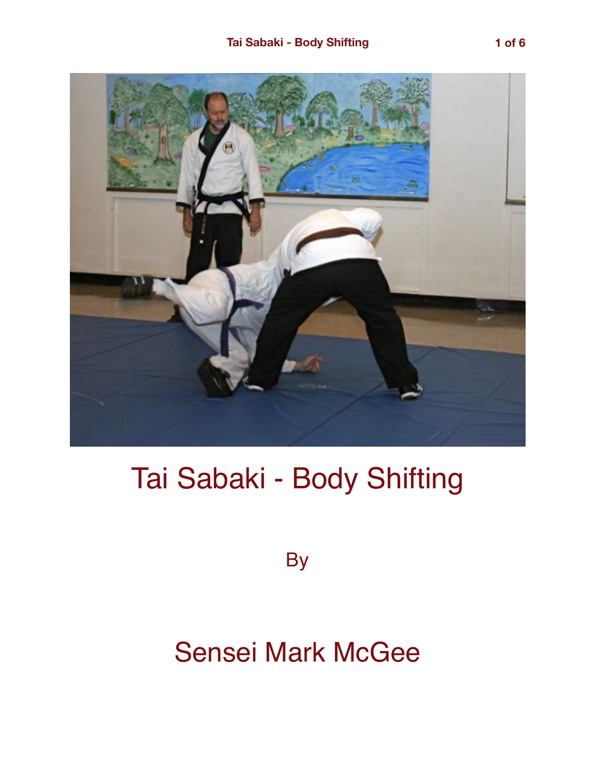# Tai Sabaki - Body Shifting

By

## Sensei Mark McGee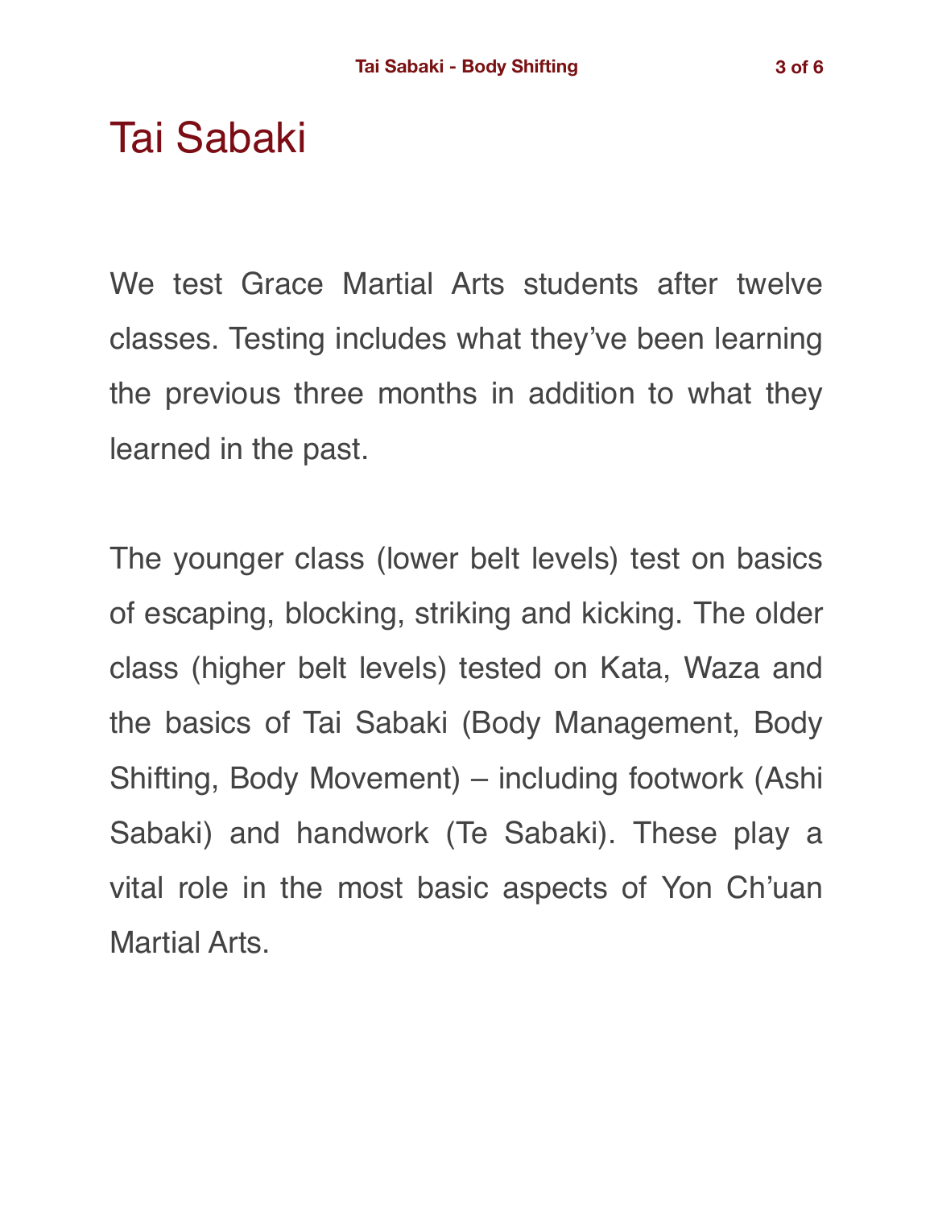# Tai Sabaki

We test Grace Martial Arts students after twelve classes. Testing includes what they've been learning the previous three months in addition to what they learned in the past.

The younger class (lower belt levels) test on basics of escaping, blocking, striking and kicking. The older class (higher belt levels) tested on Kata, Waza and the basics of Tai Sabaki (Body Management, Body Shifting, Body Movement) – including footwork (Ashi Sabaki) and handwork (Te Sabaki). These play a vital role in the most basic aspects of Yon Ch'uan Martial Arts.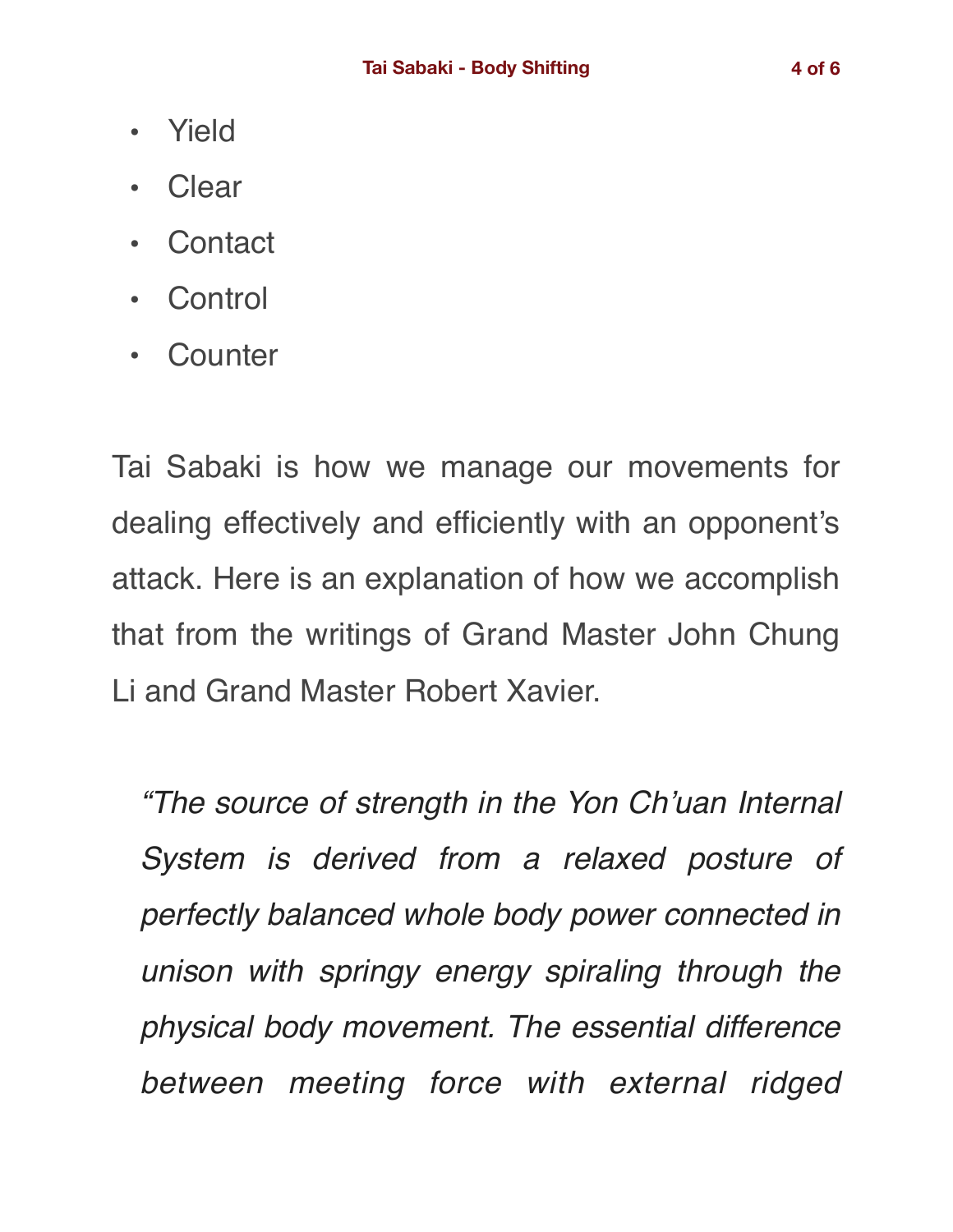- Yield
- Clear
- Contact
- Control
- Counter

Tai Sabaki is how we manage our movements for dealing effectively and efficiently with an opponent's attack. Here is an explanation of how we accomplish that from the writings of Grand Master John Chung Li and Grand Master Robert Xavier.

> *"The source of strength in the Yon Ch'uan Internal System is derived from a relaxed posture of perfectly balanced whole body power connected in unison with springy energy spiraling through the physical body movement. The essential difference between meeting force with external ridged*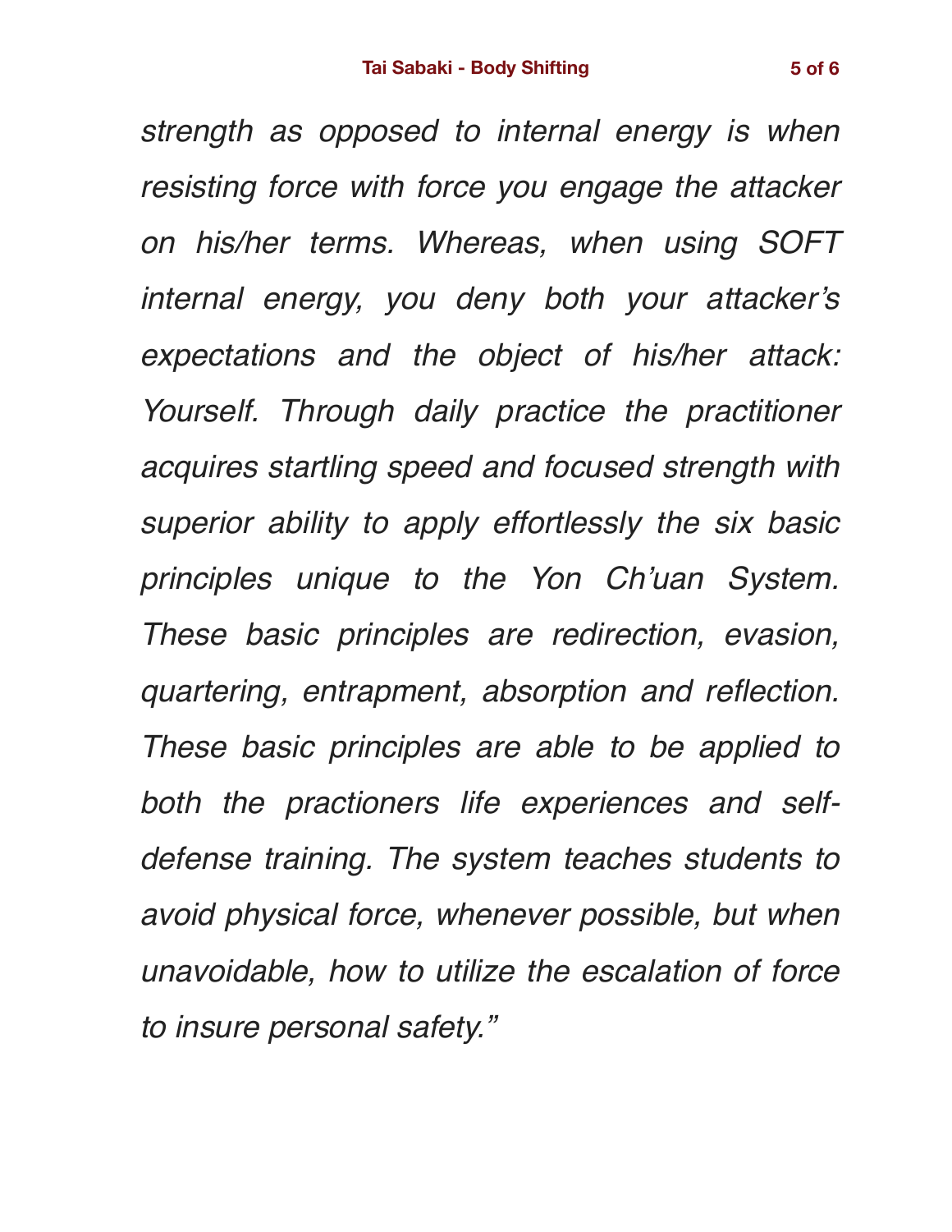*strength as opposed to internal energy is when resisting force with force you engage the attacker on his/her terms. Whereas, when using SOFT internal energy, you deny both your attacker's expectations and the object of his/her attack: Yourself. Through daily practice the practitioner acquires startling speed and focused strength with superior ability to apply effortlessly the six basic principles unique to the Yon Ch'uan System. These basic principles are redirection, evasion, quartering, entrapment, absorption and reflection. These basic principles are able to be applied to both the practioners life experiences and self-defense training. The system teaches students to avoid physical force, whenever possible, but when unavoidable, how to utilize the escalation of force to insure personal safety."*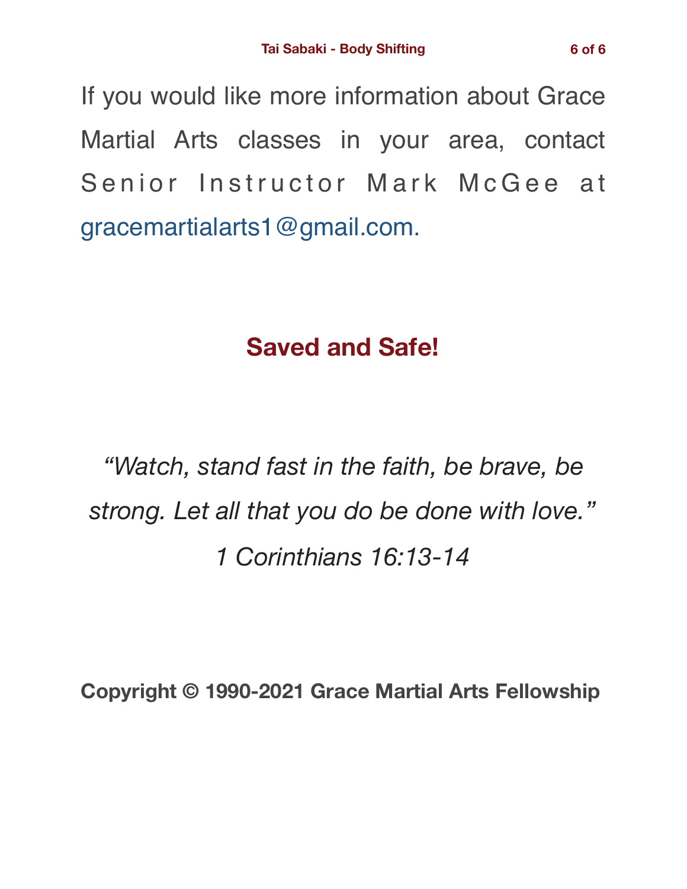If you would like more information about Grace Martial Arts classes in your area, contact Senior Instructor Mark McGee at gracemartialarts1@gmail.com.

**Saved and Safe!**

*“Watch, stand fast in the faith, be brave, be strong. Let all that you do be done with love.” 1 Corinthians 16:13-14*

**Copyright © 1990-2021 Grace Martial Arts Fellowship**